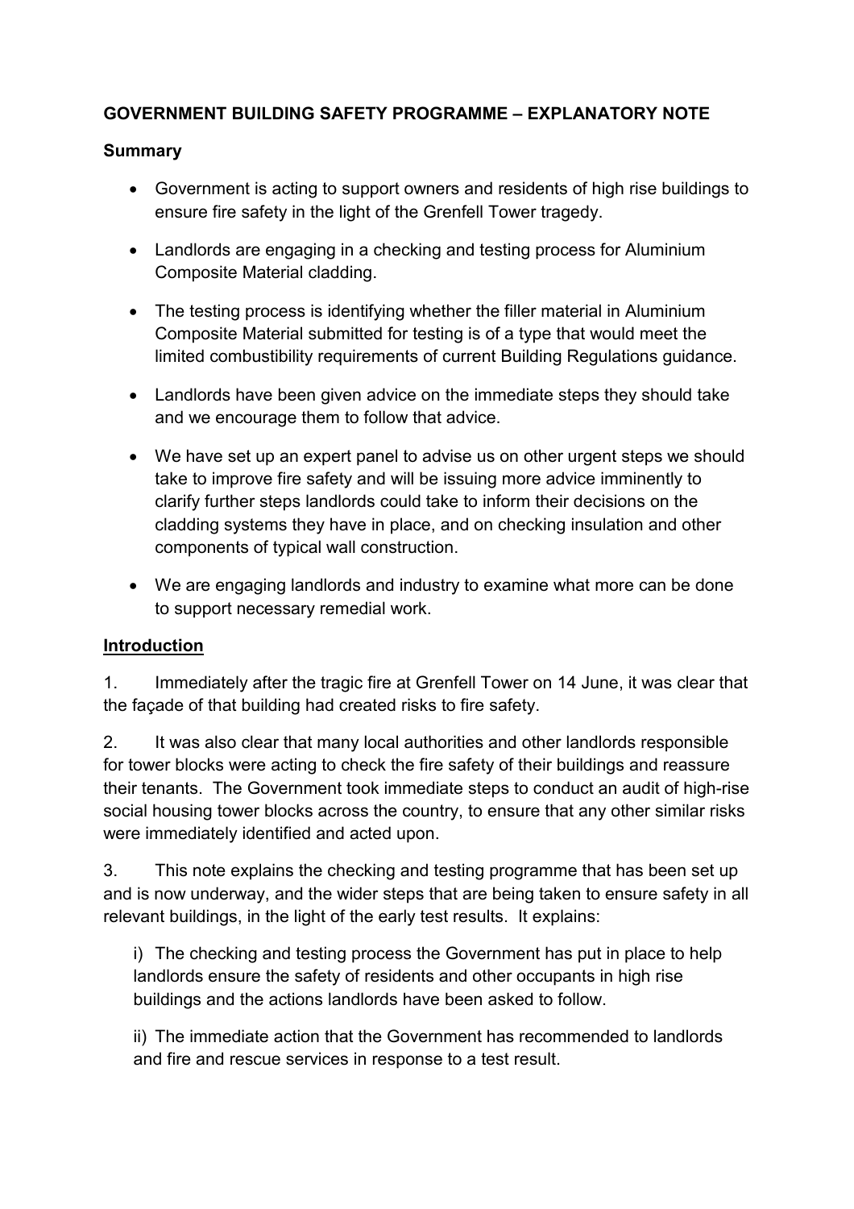# GOVERNMENT BUILDING SAFETY PROGRAMME – EXPLANATORY NOTE

## Summary

- Government is acting to support owners and residents of high rise buildings to ensure fire safety in the light of the Grenfell Tower tragedy.
- Landlords are engaging in a checking and testing process for Aluminium Composite Material cladding.
- The testing process is identifying whether the filler material in Aluminium Composite Material submitted for testing is of a type that would meet the limited combustibility requirements of current Building Regulations guidance.
- Landlords have been given advice on the immediate steps they should take and we encourage them to follow that advice.
- We have set up an expert panel to advise us on other urgent steps we should take to improve fire safety and will be issuing more advice imminently to clarify further steps landlords could take to inform their decisions on the cladding systems they have in place, and on checking insulation and other components of typical wall construction.
- We are engaging landlords and industry to examine what more can be done to support necessary remedial work.

## Introduction

1. Immediately after the tragic fire at Grenfell Tower on 14 June, it was clear that the façade of that building had created risks to fire safety.

2. It was also clear that many local authorities and other landlords responsible for tower blocks were acting to check the fire safety of their buildings and reassure their tenants. The Government took immediate steps to conduct an audit of high-rise social housing tower blocks across the country, to ensure that any other similar risks were immediately identified and acted upon.

3. This note explains the checking and testing programme that has been set up and is now underway, and the wider steps that are being taken to ensure safety in all relevant buildings, in the light of the early test results. It explains:

   i) The checking and testing process the Government has put in place to help landlords ensure the safety of residents and other occupants in high rise buildings and the actions landlords have been asked to follow.

   ii) The immediate action that the Government has recommended to landlords and fire and rescue services in response to a test result.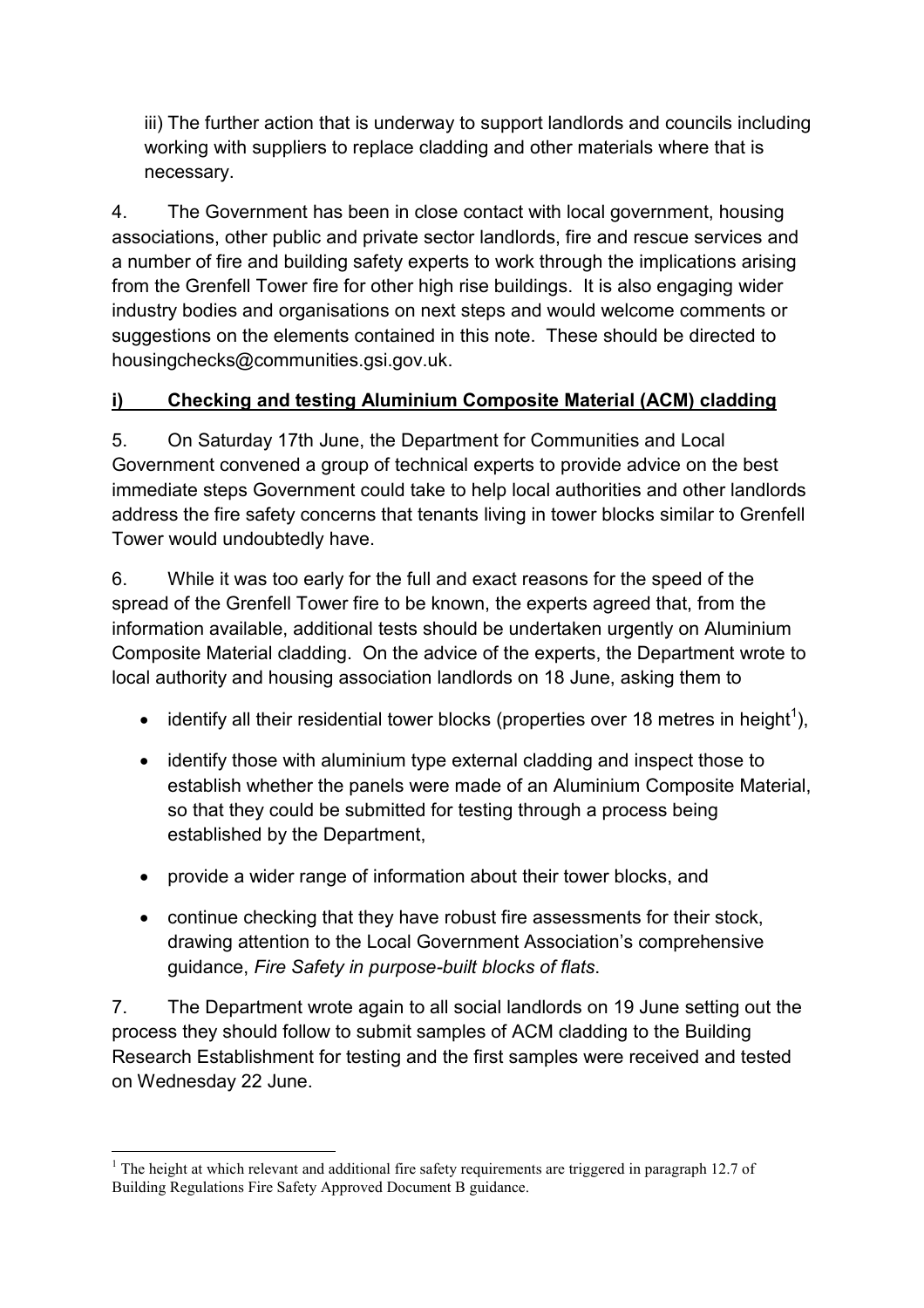iii) The further action that is underway to support landlords and councils including working with suppliers to replace cladding and other materials where that is necessary.

4. The Government has been in close contact with local government, housing associations, other public and private sector landlords, fire and rescue services and a number of fire and building safety experts to work through the implications arising from the Grenfell Tower fire for other high rise buildings. It is also engaging wider industry bodies and organisations on next steps and would welcome comments or suggestions on the elements contained in this note. These should be directed to housingchecks@communities.gsi.gov.uk.

## i) Checking and testing Aluminium Composite Material (ACM) cladding

5. On Saturday 17th June, the Department for Communities and Local Government convened a group of technical experts to provide advice on the best immediate steps Government could take to help local authorities and other landlords address the fire safety concerns that tenants living in tower blocks similar to Grenfell Tower would undoubtedly have.

6. While it was too early for the full and exact reasons for the speed of the spread of the Grenfell Tower fire to be known, the experts agreed that, from the information available, additional tests should be undertaken urgently on Aluminium Composite Material cladding. On the advice of the experts, the Department wrote to local authority and housing association landlords on 18 June, asking them to

- identify all their residential tower blocks (properties over 18 metres in height[1]),
- identify those with aluminium type external cladding and inspect those to establish whether the panels were made of an Aluminium Composite Material, so that they could be submitted for testing through a process being established by the Department,
- provide a wider range of information about their tower blocks, and
- continue checking that they have robust fire assessments for their stock, drawing attention to the Local Government Association's comprehensive guidance, *Fire Safety in purpose-built blocks of flats*.

7. The Department wrote again to all social landlords on 19 June setting out the process they should follow to submit samples of ACM cladding to the Building Research Establishment for testing and the first samples were received and tested on Wednesday 22 June.

---

[1] The height at which relevant and additional fire safety requirements are triggered in paragraph 12.7 of Building Regulations Fire Safety Approved Document B guidance.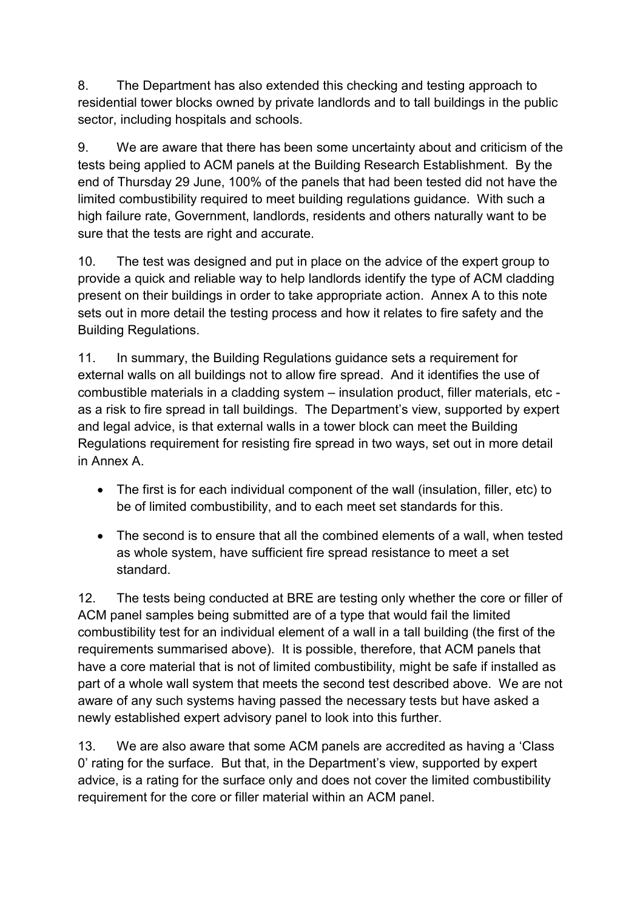8. The Department has also extended this checking and testing approach to residential tower blocks owned by private landlords and to tall buildings in the public sector, including hospitals and schools.

9. We are aware that there has been some uncertainty about and criticism of the tests being applied to ACM panels at the Building Research Establishment. By the end of Thursday 29 June, 100% of the panels that had been tested did not have the limited combustibility required to meet building regulations guidance. With such a high failure rate, Government, landlords, residents and others naturally want to be sure that the tests are right and accurate.

10. The test was designed and put in place on the advice of the expert group to provide a quick and reliable way to help landlords identify the type of ACM cladding present on their buildings in order to take appropriate action. Annex A to this note sets out in more detail the testing process and how it relates to fire safety and the Building Regulations.

11. In summary, the Building Regulations guidance sets a requirement for external walls on all buildings not to allow fire spread. And it identifies the use of combustible materials in a cladding system – insulation product, filler materials, etc - as a risk to fire spread in tall buildings. The Department's view, supported by expert and legal advice, is that external walls in a tower block can meet the Building Regulations requirement for resisting fire spread in two ways, set out in more detail in Annex A.

- The first is for each individual component of the wall (insulation, filler, etc) to be of limited combustibility, and to each meet set standards for this.
- The second is to ensure that all the combined elements of a wall, when tested as whole system, have sufficient fire spread resistance to meet a set standard.

12. The tests being conducted at BRE are testing only whether the core or filler of ACM panel samples being submitted are of a type that would fail the limited combustibility test for an individual element of a wall in a tall building (the first of the requirements summarised above). It is possible, therefore, that ACM panels that have a core material that is not of limited combustibility, might be safe if installed as part of a whole wall system that meets the second test described above. We are not aware of any such systems having passed the necessary tests but have asked a newly established expert advisory panel to look into this further.

13. We are also aware that some ACM panels are accredited as having a 'Class 0' rating for the surface. But that, in the Department's view, supported by expert advice, is a rating for the surface only and does not cover the limited combustibility requirement for the core or filler material within an ACM panel.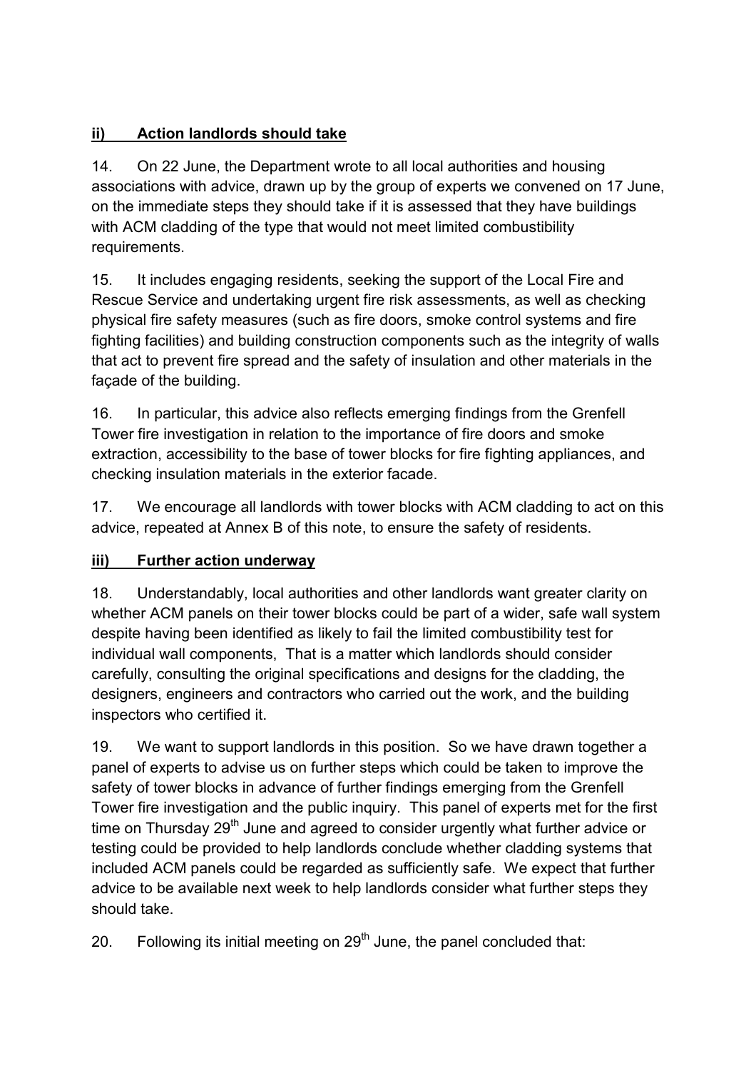## ii) Action landlords should take

14. On 22 June, the Department wrote to all local authorities and housing associations with advice, drawn up by the group of experts we convened on 17 June, on the immediate steps they should take if it is assessed that they have buildings with ACM cladding of the type that would not meet limited combustibility requirements.

15. It includes engaging residents, seeking the support of the Local Fire and Rescue Service and undertaking urgent fire risk assessments, as well as checking physical fire safety measures (such as fire doors, smoke control systems and fire fighting facilities) and building construction components such as the integrity of walls that act to prevent fire spread and the safety of insulation and other materials in the façade of the building.

16. In particular, this advice also reflects emerging findings from the Grenfell Tower fire investigation in relation to the importance of fire doors and smoke extraction, accessibility to the base of tower blocks for fire fighting appliances, and checking insulation materials in the exterior facade.

17. We encourage all landlords with tower blocks with ACM cladding to act on this advice, repeated at Annex B of this note, to ensure the safety of residents.

## iii) Further action underway

18. Understandably, local authorities and other landlords want greater clarity on whether ACM panels on their tower blocks could be part of a wider, safe wall system despite having been identified as likely to fail the limited combustibility test for individual wall components, That is a matter which landlords should consider carefully, consulting the original specifications and designs for the cladding, the designers, engineers and contractors who carried out the work, and the building inspectors who certified it.

19. We want to support landlords in this position. So we have drawn together a panel of experts to advise us on further steps which could be taken to improve the safety of tower blocks in advance of further findings emerging from the Grenfell Tower fire investigation and the public inquiry. This panel of experts met for the first time on Thursday 29th June and agreed to consider urgently what further advice or testing could be provided to help landlords conclude whether cladding systems that included ACM panels could be regarded as sufficiently safe. We expect that further advice to be available next week to help landlords consider what further steps they should take.

20. Following its initial meeting on 29th June, the panel concluded that: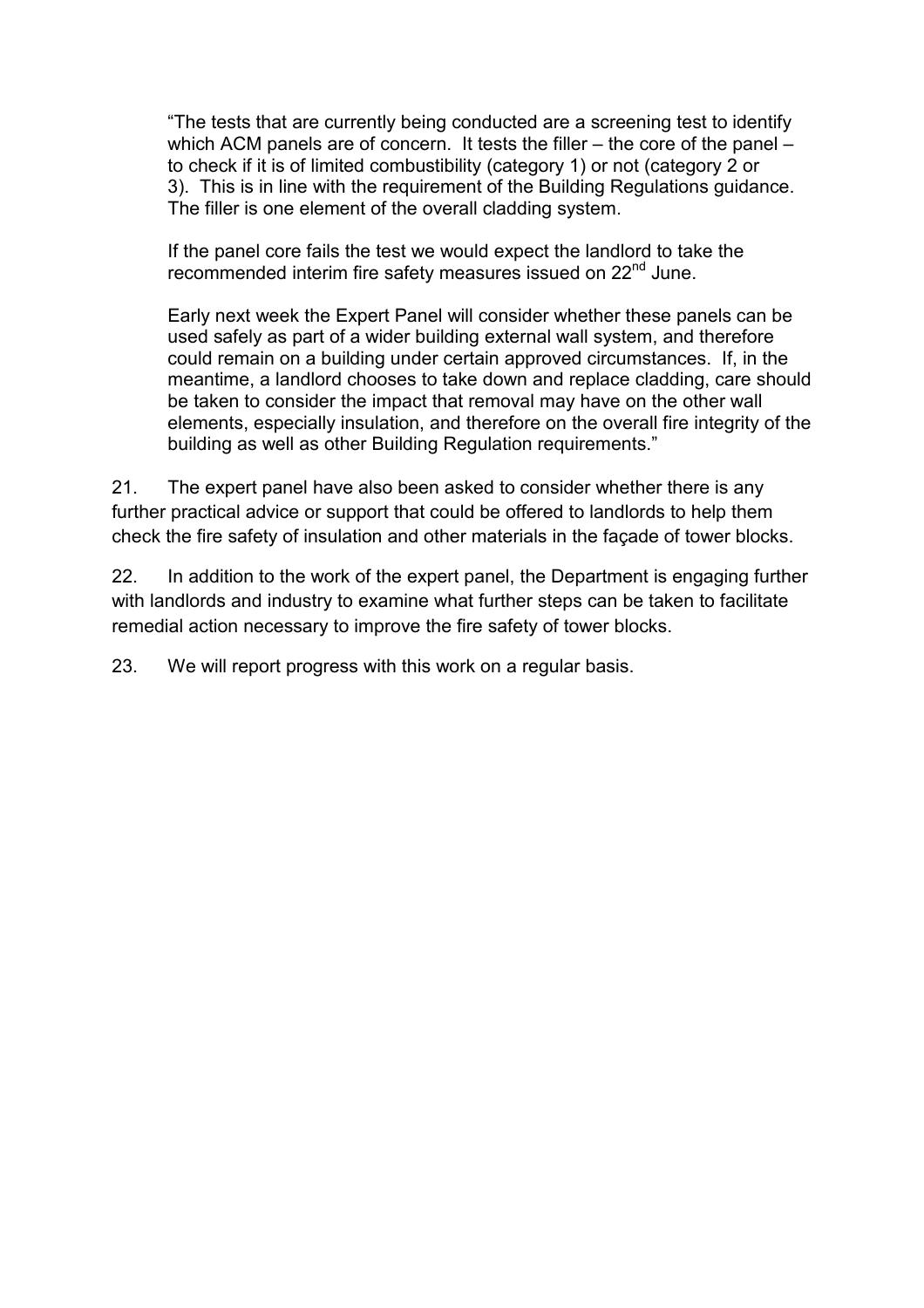> "The tests that are currently being conducted are a screening test to identify which ACM panels are of concern. It tests the filler – the core of the panel – to check if it is of limited combustibility (category 1) or not (category 2 or 3). This is in line with the requirement of the Building Regulations guidance. The filler is one element of the overall cladding system.
>
> If the panel core fails the test we would expect the landlord to take the recommended interim fire safety measures issued on 22nd June.
>
> Early next week the Expert Panel will consider whether these panels can be used safely as part of a wider building external wall system, and therefore could remain on a building under certain approved circumstances. If, in the meantime, a landlord chooses to take down and replace cladding, care should be taken to consider the impact that removal may have on the other wall elements, especially insulation, and therefore on the overall fire integrity of the building as well as other Building Regulation requirements."

21. The expert panel have also been asked to consider whether there is any further practical advice or support that could be offered to landlords to help them check the fire safety of insulation and other materials in the façade of tower blocks.

22. In addition to the work of the expert panel, the Department is engaging further with landlords and industry to examine what further steps can be taken to facilitate remedial action necessary to improve the fire safety of tower blocks.

23. We will report progress with this work on a regular basis.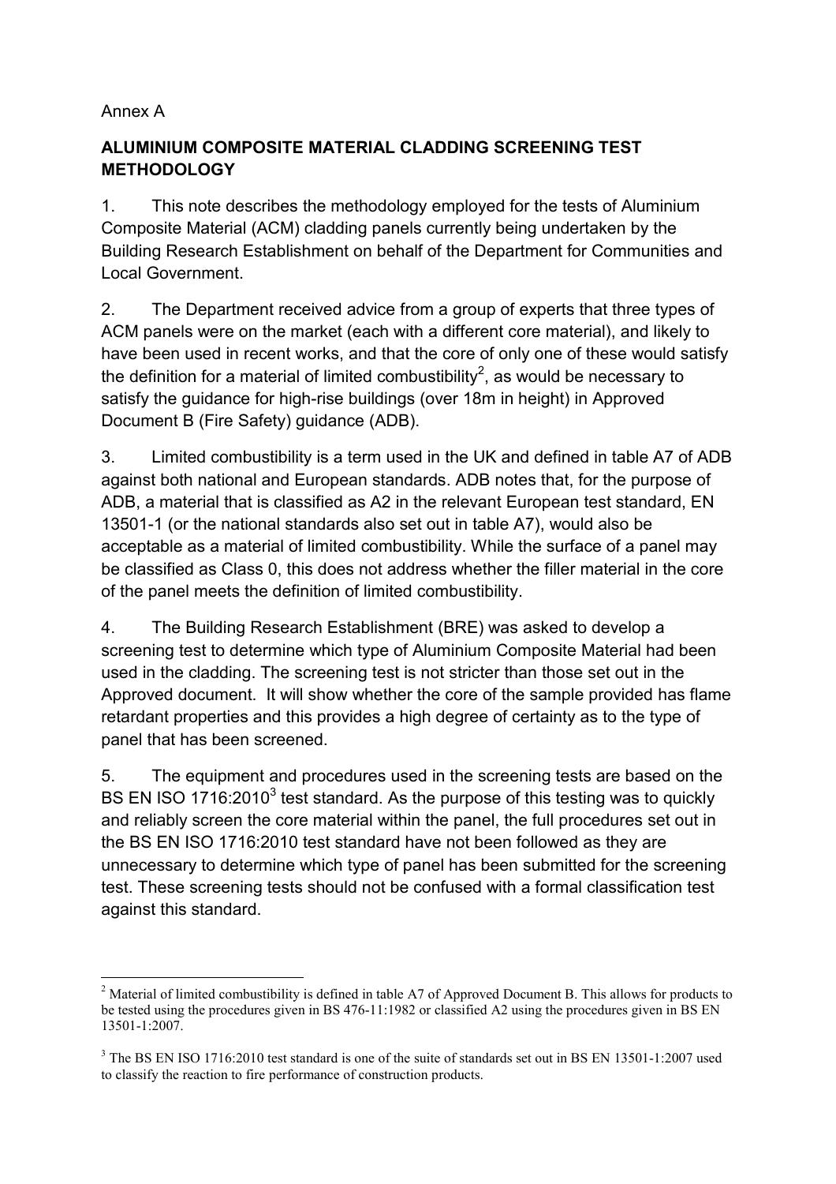Annex A

## ALUMINIUM COMPOSITE MATERIAL CLADDING SCREENING TEST METHODOLOGY

1. This note describes the methodology employed for the tests of Aluminium Composite Material (ACM) cladding panels currently being undertaken by the Building Research Establishment on behalf of the Department for Communities and Local Government.

2. The Department received advice from a group of experts that three types of ACM panels were on the market (each with a different core material), and likely to have been used in recent works, and that the core of only one of these would satisfy the definition for a material of limited combustibility[2], as would be necessary to satisfy the guidance for high-rise buildings (over 18m in height) in Approved Document B (Fire Safety) guidance (ADB).

3. Limited combustibility is a term used in the UK and defined in table A7 of ADB against both national and European standards. ADB notes that, for the purpose of ADB, a material that is classified as A2 in the relevant European test standard, EN 13501-1 (or the national standards also set out in table A7), would also be acceptable as a material of limited combustibility. While the surface of a panel may be classified as Class 0, this does not address whether the filler material in the core of the panel meets the definition of limited combustibility.

4. The Building Research Establishment (BRE) was asked to develop a screening test to determine which type of Aluminium Composite Material had been used in the cladding. The screening test is not stricter than those set out in the Approved document. It will show whether the core of the sample provided has flame retardant properties and this provides a high degree of certainty as to the type of panel that has been screened.

5. The equipment and procedures used in the screening tests are based on the BS EN ISO 1716:2010[3] test standard. As the purpose of this testing was to quickly and reliably screen the core material within the panel, the full procedures set out in the BS EN ISO 1716:2010 test standard have not been followed as they are unnecessary to determine which type of panel has been submitted for the screening test. These screening tests should not be confused with a formal classification test against this standard.

---

[2] Material of limited combustibility is defined in table A7 of Approved Document B. This allows for products to be tested using the procedures given in BS 476-11:1982 or classified A2 using the procedures given in BS EN 13501-1:2007.

[3] The BS EN ISO 1716:2010 test standard is one of the suite of standards set out in BS EN 13501-1:2007 used to classify the reaction to fire performance of construction products.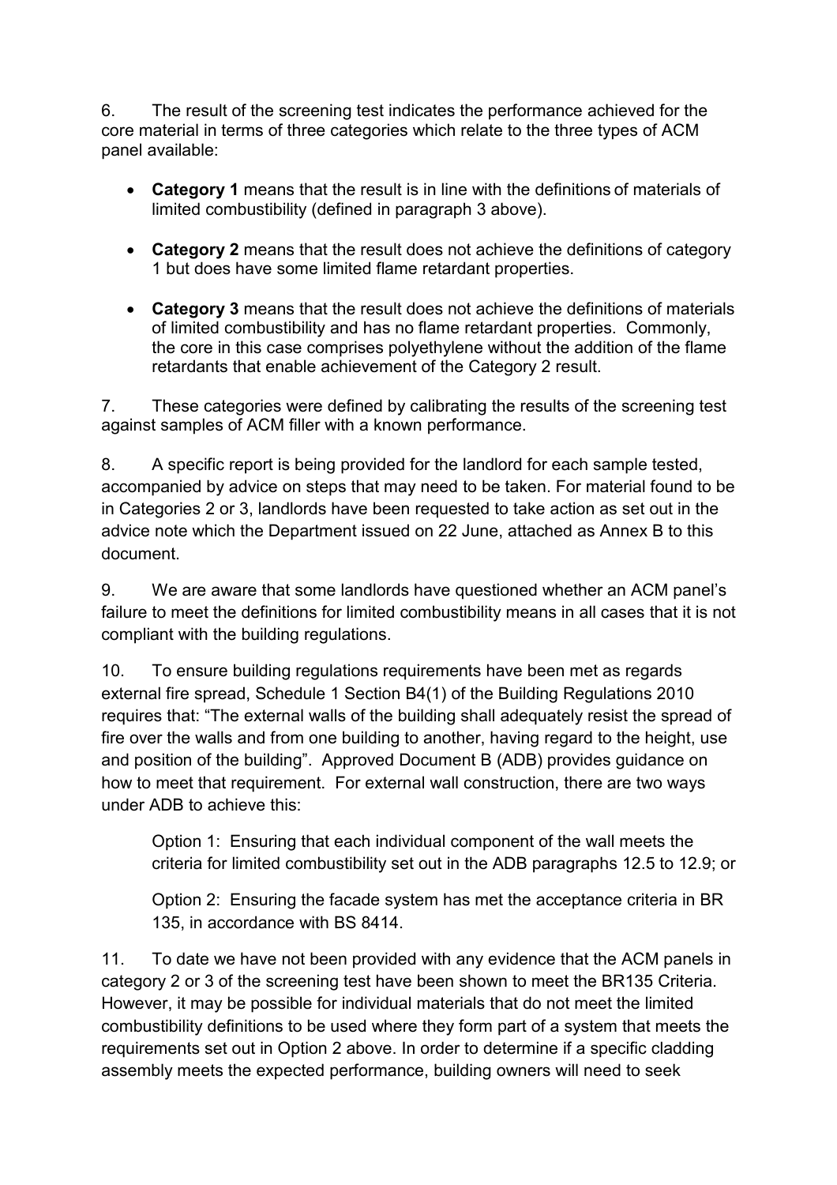6. The result of the screening test indicates the performance achieved for the core material in terms of three categories which relate to the three types of ACM panel available:

- **Category 1** means that the result is in line with the definitions of materials of limited combustibility (defined in paragraph 3 above).
- **Category 2** means that the result does not achieve the definitions of category 1 but does have some limited flame retardant properties.
- **Category 3** means that the result does not achieve the definitions of materials of limited combustibility and has no flame retardant properties. Commonly, the core in this case comprises polyethylene without the addition of the flame retardants that enable achievement of the Category 2 result.

7. These categories were defined by calibrating the results of the screening test against samples of ACM filler with a known performance.

8. A specific report is being provided for the landlord for each sample tested, accompanied by advice on steps that may need to be taken. For material found to be in Categories 2 or 3, landlords have been requested to take action as set out in the advice note which the Department issued on 22 June, attached as Annex B to this document.

9. We are aware that some landlords have questioned whether an ACM panel's failure to meet the definitions for limited combustibility means in all cases that it is not compliant with the building regulations.

10. To ensure building regulations requirements have been met as regards external fire spread, Schedule 1 Section B4(1) of the Building Regulations 2010 requires that: "The external walls of the building shall adequately resist the spread of fire over the walls and from one building to another, having regard to the height, use and position of the building". Approved Document B (ADB) provides guidance on how to meet that requirement. For external wall construction, there are two ways under ADB to achieve this:

> Option 1: Ensuring that each individual component of the wall meets the criteria for limited combustibility set out in the ADB paragraphs 12.5 to 12.9; or
>
> Option 2: Ensuring the facade system has met the acceptance criteria in BR 135, in accordance with BS 8414.

11. To date we have not been provided with any evidence that the ACM panels in category 2 or 3 of the screening test have been shown to meet the BR135 Criteria. However, it may be possible for individual materials that do not meet the limited combustibility definitions to be used where they form part of a system that meets the requirements set out in Option 2 above. In order to determine if a specific cladding assembly meets the expected performance, building owners will need to seek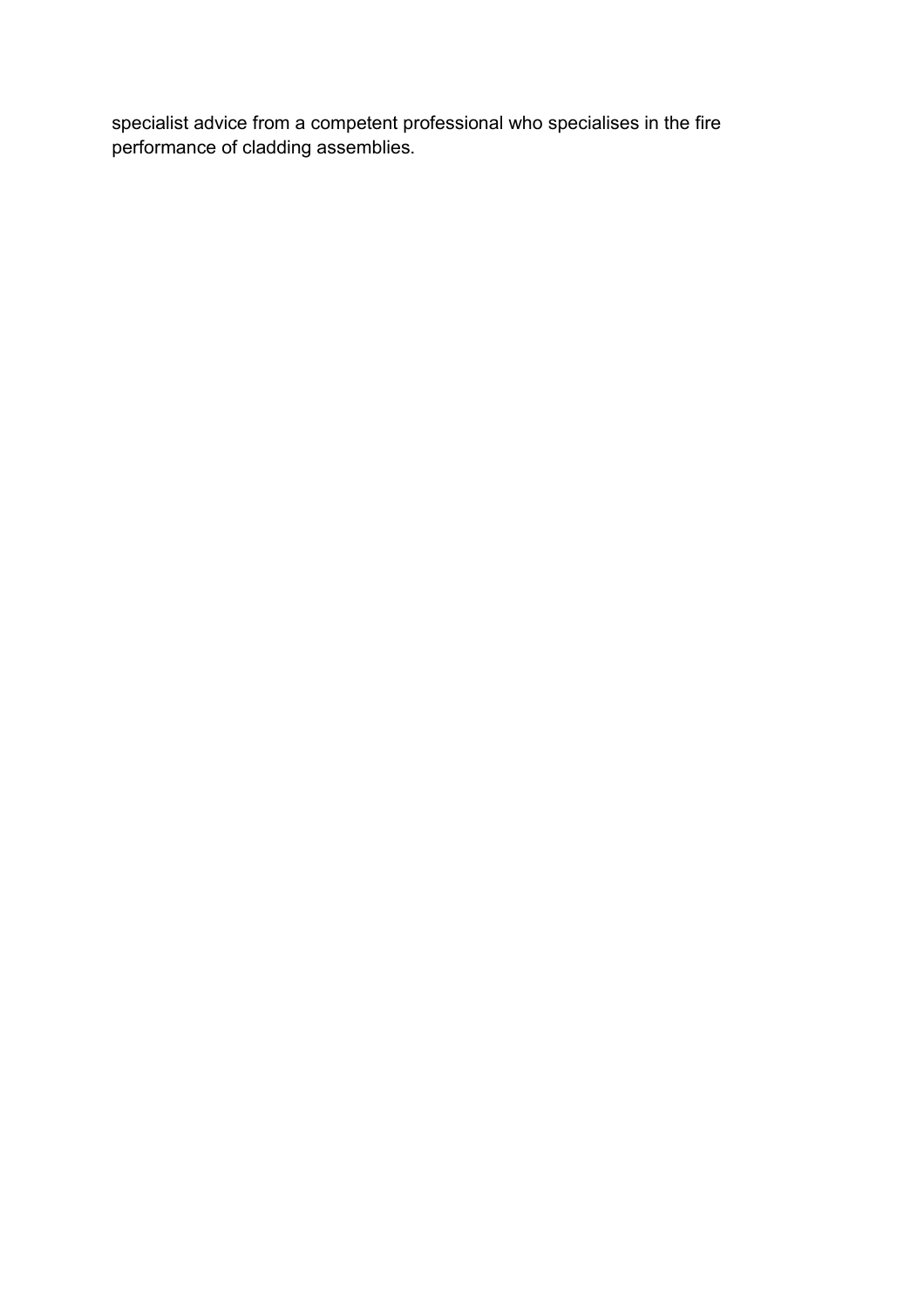specialist advice from a competent professional who specialises in the fire performance of cladding assemblies.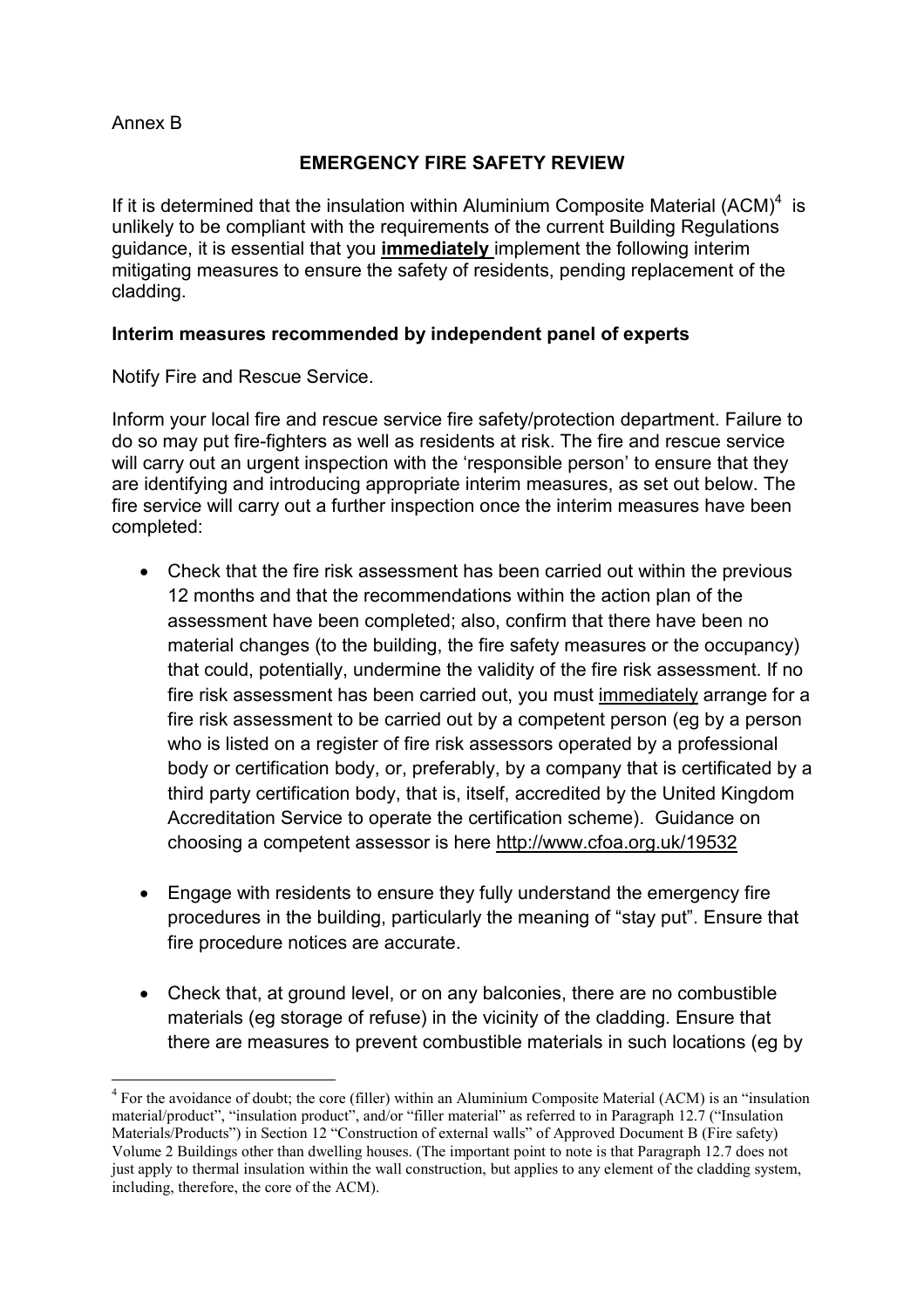Annex B

## EMERGENCY FIRE SAFETY REVIEW

If it is determined that the insulation within Aluminium Composite Material (ACM)[4] is unlikely to be compliant with the requirements of the current Building Regulations guidance, it is essential that you **immediately** implement the following interim mitigating measures to ensure the safety of residents, pending replacement of the cladding.

### Interim measures recommended by independent panel of experts

Notify Fire and Rescue Service.

Inform your local fire and rescue service fire safety/protection department. Failure to do so may put fire-fighters as well as residents at risk. The fire and rescue service will carry out an urgent inspection with the 'responsible person' to ensure that they are identifying and introducing appropriate interim measures, as set out below. The fire service will carry out a further inspection once the interim measures have been completed:

- Check that the fire risk assessment has been carried out within the previous 12 months and that the recommendations within the action plan of the assessment have been completed; also, confirm that there have been no material changes (to the building, the fire safety measures or the occupancy) that could, potentially, undermine the validity of the fire risk assessment. If no fire risk assessment has been carried out, you must immediately arrange for a fire risk assessment to be carried out by a competent person (eg by a person who is listed on a register of fire risk assessors operated by a professional body or certification body, or, preferably, by a company that is certificated by a third party certification body, that is, itself, accredited by the United Kingdom Accreditation Service to operate the certification scheme). Guidance on choosing a competent assessor is here http://www.cfoa.org.uk/19532

- Engage with residents to ensure they fully understand the emergency fire procedures in the building, particularly the meaning of "stay put". Ensure that fire procedure notices are accurate.

- Check that, at ground level, or on any balconies, there are no combustible materials (eg storage of refuse) in the vicinity of the cladding. Ensure that there are measures to prevent combustible materials in such locations (eg by

---

[4] For the avoidance of doubt; the core (filler) within an Aluminium Composite Material (ACM) is an "insulation material/product", "insulation product", and/or "filler material" as referred to in Paragraph 12.7 ("Insulation Materials/Products") in Section 12 "Construction of external walls" of Approved Document B (Fire safety) Volume 2 Buildings other than dwelling houses. (The important point to note is that Paragraph 12.7 does not just apply to thermal insulation within the wall construction, but applies to any element of the cladding system, including, therefore, the core of the ACM).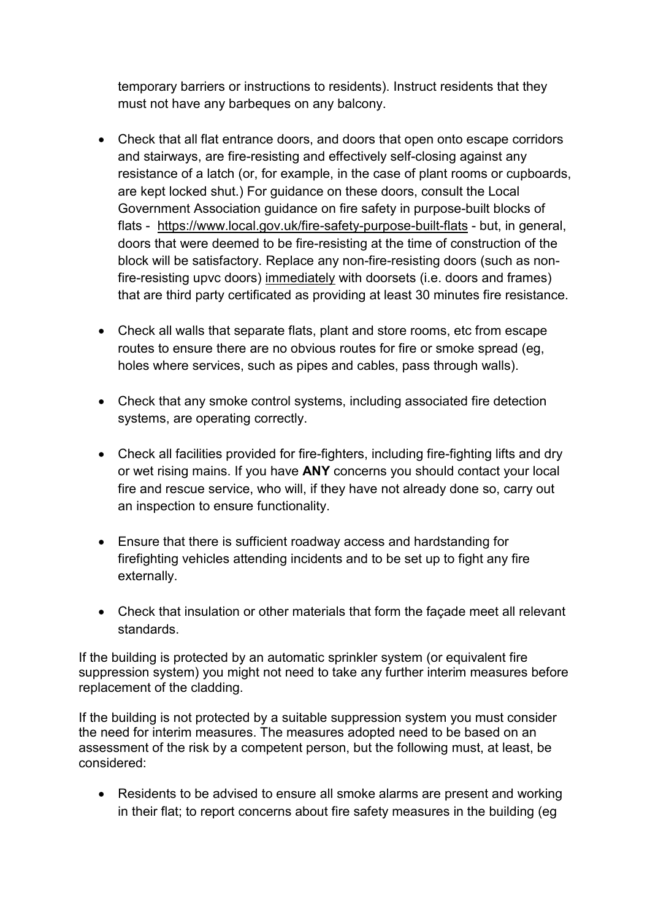temporary barriers or instructions to residents). Instruct residents that they must not have any barbeques on any balcony.

- Check that all flat entrance doors, and doors that open onto escape corridors and stairways, are fire-resisting and effectively self-closing against any resistance of a latch (or, for example, in the case of plant rooms or cupboards, are kept locked shut.) For guidance on these doors, consult the Local Government Association guidance on fire safety in purpose-built blocks of flats - https://www.local.gov.uk/fire-safety-purpose-built-flats - but, in general, doors that were deemed to be fire-resisting at the time of construction of the block will be satisfactory. Replace any non-fire-resisting doors (such as non-fire-resisting upvc doors) immediately with doorsets (i.e. doors and frames) that are third party certificated as providing at least 30 minutes fire resistance.

- Check all walls that separate flats, plant and store rooms, etc from escape routes to ensure there are no obvious routes for fire or smoke spread (eg, holes where services, such as pipes and cables, pass through walls).

- Check that any smoke control systems, including associated fire detection systems, are operating correctly.

- Check all facilities provided for fire-fighters, including fire-fighting lifts and dry or wet rising mains. If you have **ANY** concerns you should contact your local fire and rescue service, who will, if they have not already done so, carry out an inspection to ensure functionality.

- Ensure that there is sufficient roadway access and hardstanding for firefighting vehicles attending incidents and to be set up to fight any fire externally.

- Check that insulation or other materials that form the façade meet all relevant standards.

If the building is protected by an automatic sprinkler system (or equivalent fire suppression system) you might not need to take any further interim measures before replacement of the cladding.

If the building is not protected by a suitable suppression system you must consider the need for interim measures. The measures adopted need to be based on an assessment of the risk by a competent person, but the following must, at least, be considered:

- Residents to be advised to ensure all smoke alarms are present and working in their flat; to report concerns about fire safety measures in the building (eg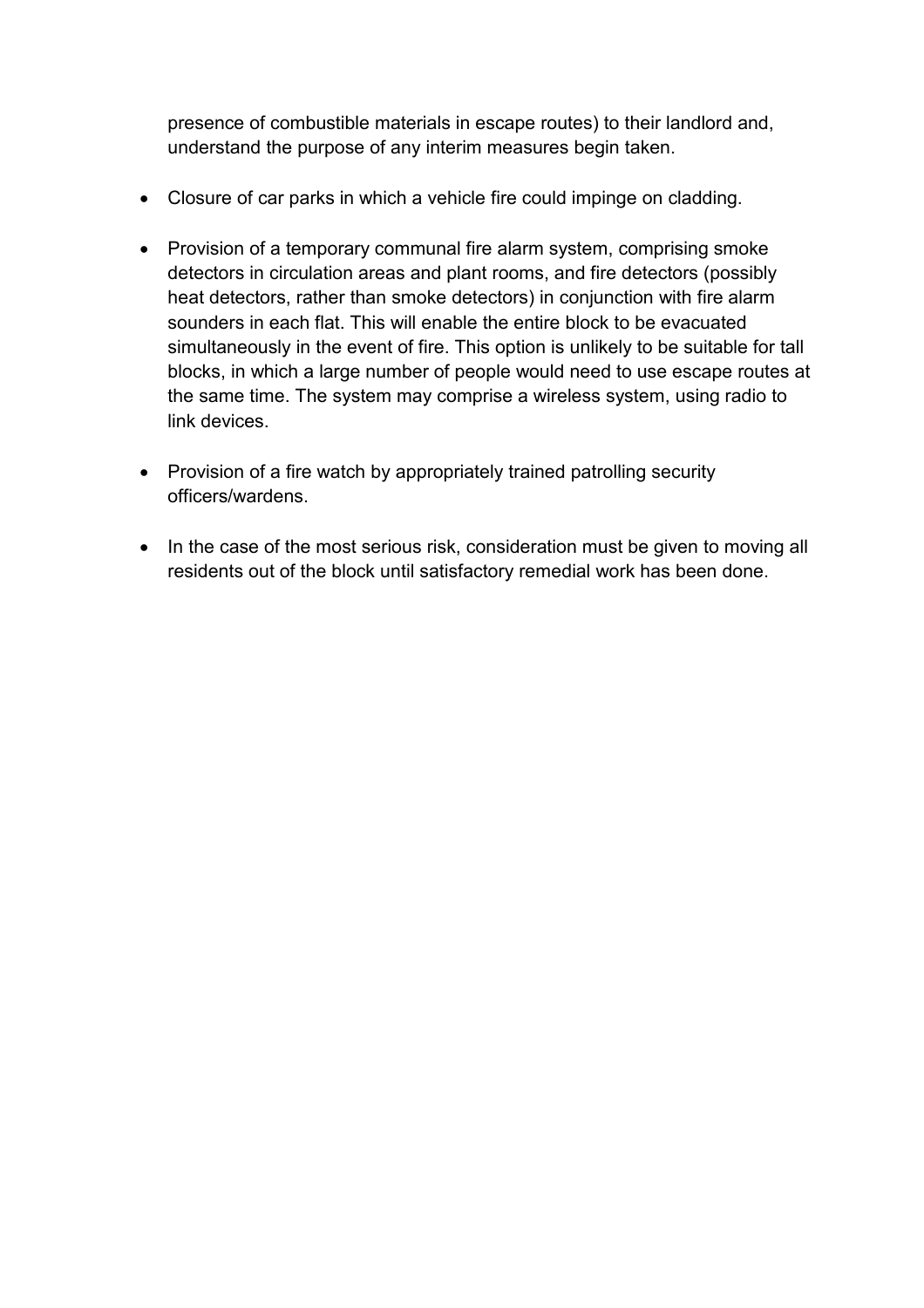presence of combustible materials in escape routes) to their landlord and, understand the purpose of any interim measures begin taken.

- Closure of car parks in which a vehicle fire could impinge on cladding.

- Provision of a temporary communal fire alarm system, comprising smoke detectors in circulation areas and plant rooms, and fire detectors (possibly heat detectors, rather than smoke detectors) in conjunction with fire alarm sounders in each flat. This will enable the entire block to be evacuated simultaneously in the event of fire. This option is unlikely to be suitable for tall blocks, in which a large number of people would need to use escape routes at the same time. The system may comprise a wireless system, using radio to link devices.

- Provision of a fire watch by appropriately trained patrolling security officers/wardens.

- In the case of the most serious risk, consideration must be given to moving all residents out of the block until satisfactory remedial work has been done.